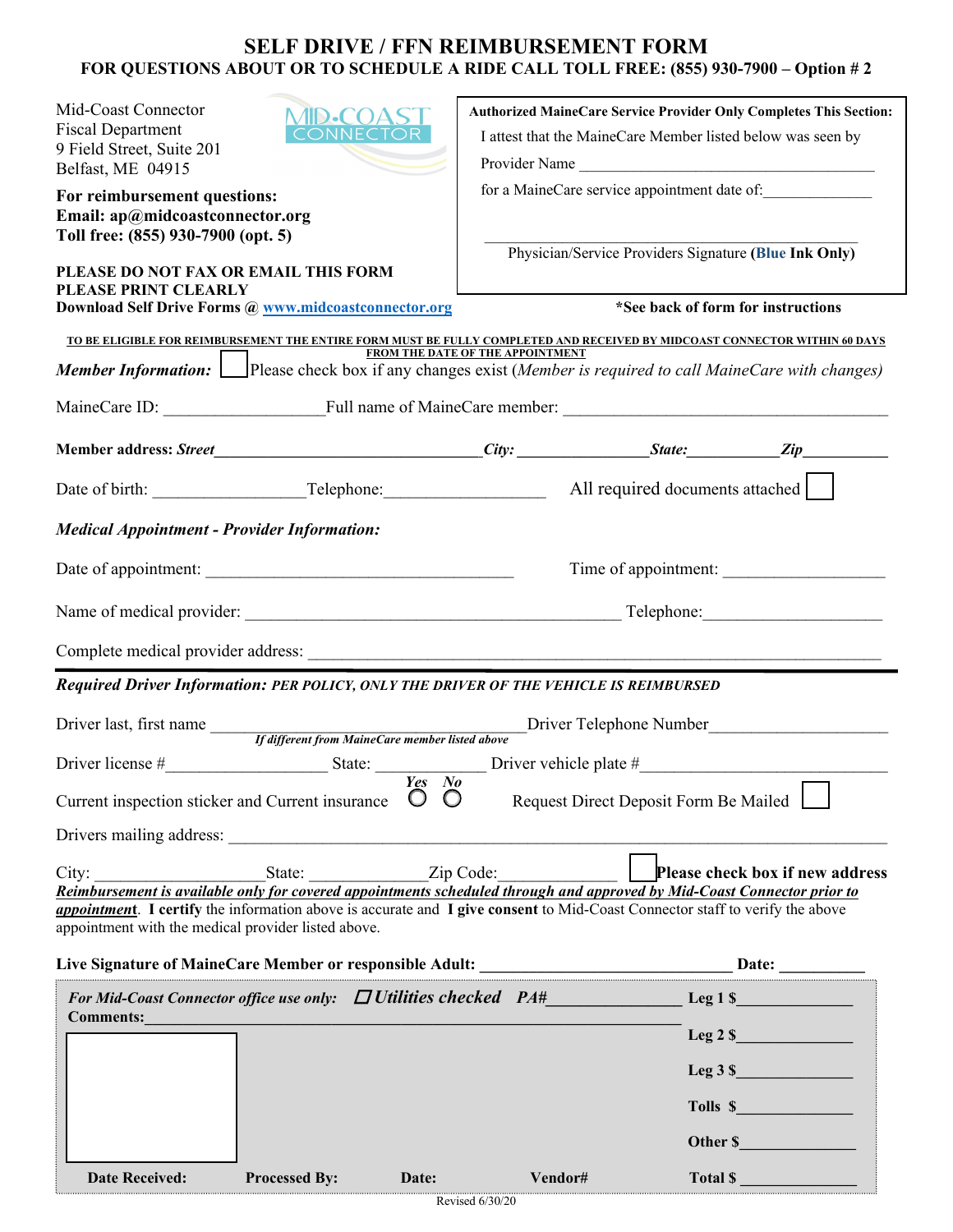# SELF DRIVE / FFN REIMBURSEMENT FORM

**FOR QUESTIONS ABOUT OR TO SCHEDULE A RIDE CALL TOLL FREE: (855) 930-7900 – Option # 2**

Mid-Coast Connector
Fiscal Department
9 Field Street, Suite 201
Belfast, ME 04915

**For reimbursement questions:**
**Email: ap@midcoastconnector.org**
**Toll free: (855) 930-7900 (opt. 5)**

**PLEASE DO NOT FAX OR EMAIL THIS FORM**
**PLEASE PRINT CLEARLY**
**Download Self Drive Forms @ www.midcoastconnector.org**

**Authorized MaineCare Service Provider Only Completes This Section:**

I attest that the MaineCare Member listed below was seen by

Provider Name ________________________________________

for a MaineCare service appointment date of: ______________

________________________________________
Physician/Service Providers Signature **(Blue Ink Only)**

**\*See back of form for instructions**

**TO BE ELIGIBLE FOR REIMBURSEMENT THE ENTIRE FORM MUST BE FULLY COMPLETED AND RECEIVED BY MIDCOAST CONNECTOR WITHIN 60 DAYS FROM THE DATE OF THE APPOINTMENT**

***Member Information:*** ☐ Please check box if any changes exist (*Member is required to call MaineCare with changes)*

MaineCare ID: __________________ Full name of MaineCare member: ________________________________________

**Member address: *Street*** ________________________________ ***City:*** ________________ ***State:*** ___________ ***Zip*** ___________

Date of birth: _________________ Telephone: ___________________ All required documents attached ☐

***Medical Appointment - Provider Information:***

Date of appointment: ___________________________________ Time of appointment: ___________________

Name of medical provider: ____________________________________________ Telephone: _____________________

Complete medical provider address: _____________________________________________________________________

***Required Driver Information:*** ***PER POLICY, ONLY THE DRIVER OF THE VEHICLE IS REIMBURSED***

Driver last, first name ______________________________________ Driver Telephone Number _____________________
***If different from MaineCare member listed above***

Driver license # __________________ State: ____________ Driver vehicle plate # ______________________________

Current inspection sticker and Current insurance *Yes* ○ *No* ○ Request Direct Deposit Form Be Mailed ☐

Drivers mailing address: ______________________________________________________________________________

City: ___________________ State: _____________ Zip Code: ______________ ☐ **Please check box if new address**

***Reimbursement is available only for covered appointments scheduled through and approved by Mid-Coast Connector prior to appointment***. **I certify** the information above is accurate and **I give consent** to Mid-Coast Connector staff to verify the above appointment with the medical provider listed above.

**Live Signature of MaineCare Member or responsible Adult:** ______________________________ **Date:** __________

***For Mid-Coast Connector office use only:*** ☐ ***Utilities checked*** ***PA#*** _______________ **Leg 1 $** _____________
**Comments:** ______________________________________________________________

**Leg 2 $** _____________

**Leg 3 $** _____________

**Tolls $** _____________

**Other $** _____________

**Date Received:** **Processed By:** **Date:** **Vendor#** **Total $** _____________

Revised 6/30/20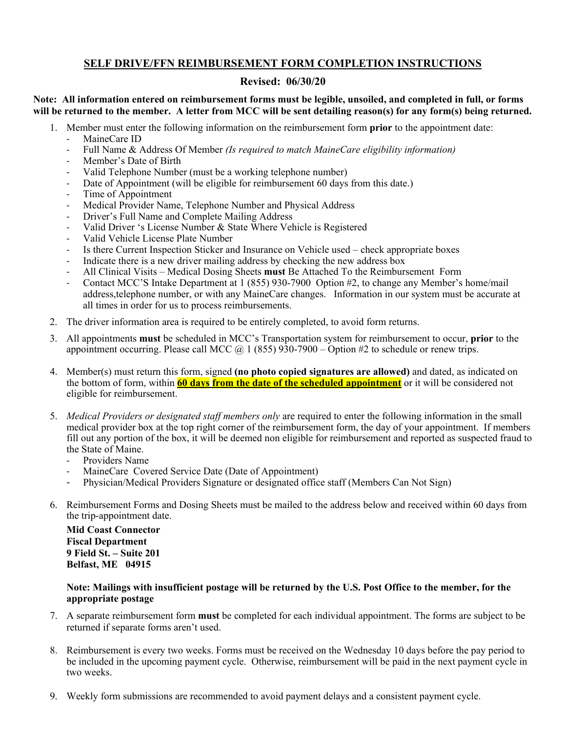## SELF DRIVE/FFN REIMBURSEMENT FORM COMPLETION INSTRUCTIONS

### Revised: 06/30/20

**Note: All information entered on reimbursement forms must be legible, unsoiled, and completed in full, or forms will be returned to the member. A letter from MCC will be sent detailing reason(s) for any form(s) being returned.**

1. Member must enter the following information on the reimbursement form **prior** to the appointment date:
   - MaineCare ID
   - Full Name & Address Of Member *(Is required to match MaineCare eligibility information)*
   - Member's Date of Birth
   - Valid Telephone Number (must be a working telephone number)
   - Date of Appointment (will be eligible for reimbursement 60 days from this date.)
   - Time of Appointment
   - Medical Provider Name, Telephone Number and Physical Address
   - Driver's Full Name and Complete Mailing Address
   - Valid Driver 's License Number & State Where Vehicle is Registered
   - Valid Vehicle License Plate Number
   - Is there Current Inspection Sticker and Insurance on Vehicle used – check appropriate boxes
   - Indicate there is a new driver mailing address by checking the new address box
   - All Clinical Visits – Medical Dosing Sheets **must** Be Attached To the Reimbursement Form
   - Contact MCC'S Intake Department at 1 (855) 930-7900 Option #2, to change any Member's home/mail address,telephone number, or with any MaineCare changes. Information in our system must be accurate at all times in order for us to process reimbursements.
2. The driver information area is required to be entirely completed, to avoid form returns.
3. All appointments **must** be scheduled in MCC's Transportation system for reimbursement to occur, **prior** to the appointment occurring. Please call MCC @ 1 (855) 930-7900 – Option #2 to schedule or renew trips.
4. Member(s) must return this form, signed **(no photo copied signatures are allowed)** and dated, as indicated on the bottom of form, within **60 days from the date of the scheduled appointment** or it will be considered not eligible for reimbursement.
5. *Medical Providers or designated staff members only* are required to enter the following information in the small medical provider box at the top right corner of the reimbursement form, the day of your appointment. If members fill out any portion of the box, it will be deemed non eligible for reimbursement and reported as suspected fraud to the State of Maine.
   - Providers Name
   - MaineCare Covered Service Date (Date of Appointment)
   - Physician/Medical Providers Signature or designated office staff (Members Can Not Sign)
6. Reimbursement Forms and Dosing Sheets must be mailed to the address below and received within 60 days from the trip-appointment date.

   **Mid Coast Connector**
   **Fiscal Department**
   **9 Field St. – Suite 201**
   **Belfast, ME 04915**

   **Note: Mailings with insufficient postage will be returned by the U.S. Post Office to the member, for the appropriate postage**
7. A separate reimbursement form **must** be completed for each individual appointment. The forms are subject to be returned if separate forms aren't used.
8. Reimbursement is every two weeks. Forms must be received on the Wednesday 10 days before the pay period to be included in the upcoming payment cycle. Otherwise, reimbursement will be paid in the next payment cycle in two weeks.
9. Weekly form submissions are recommended to avoid payment delays and a consistent payment cycle.